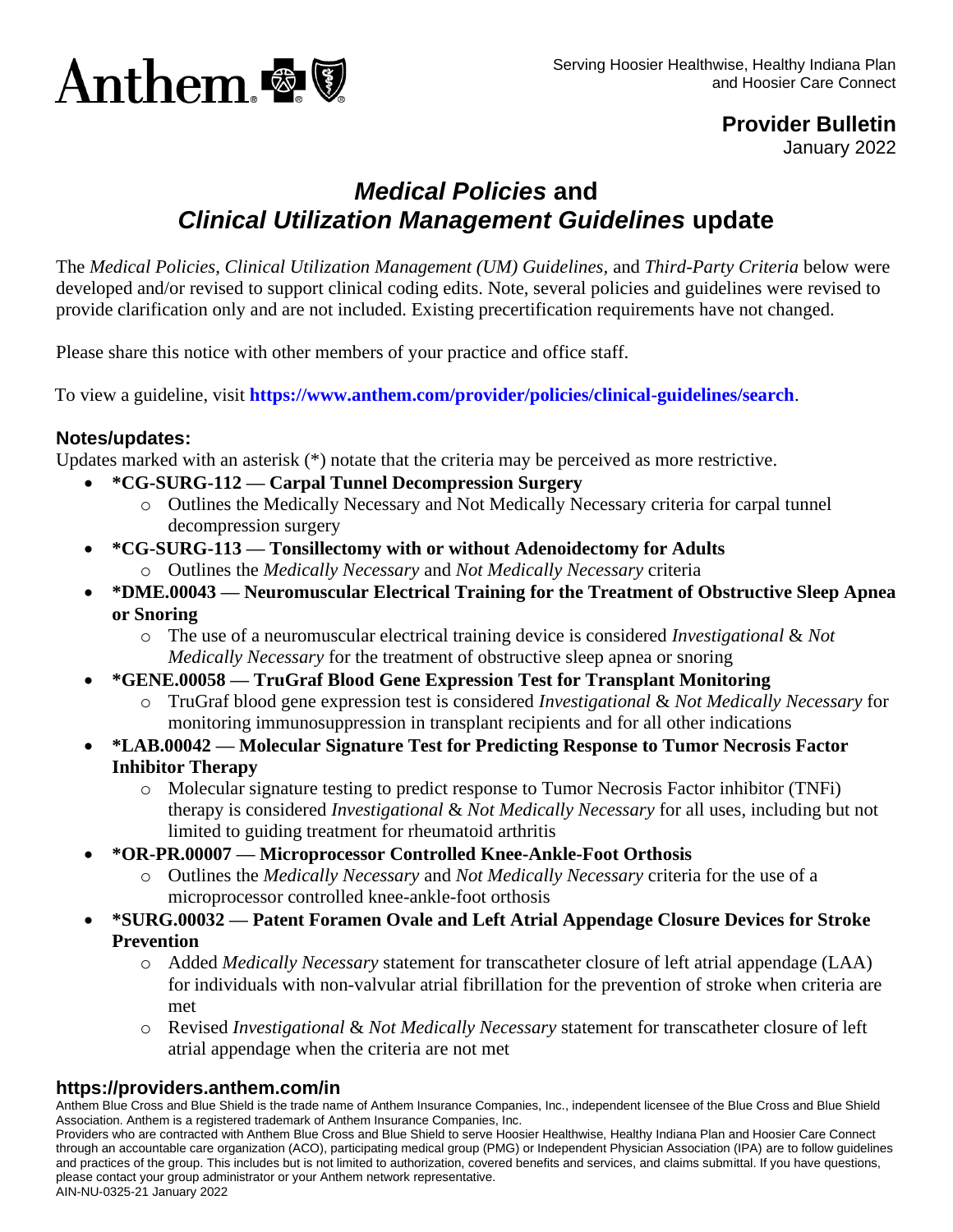Serving Hoosier Healthwise, Healthy Indiana Plan and Hoosier Care Connect

**Provider Bulletin**
January 2022

# *Medical Policies* and *Clinical Utilization Management Guidelines* update

The *Medical Policies*, *Clinical Utilization Management (UM) Guidelines,* and *Third-Party Criteria* below were developed and/or revised to support clinical coding edits. Note, several policies and guidelines were revised to provide clarification only and are not included. Existing precertification requirements have not changed.

Please share this notice with other members of your practice and office staff.

To view a guideline, visit **https://www.anthem.com/provider/policies/clinical-guidelines/search**.

### Notes/updates:

Updates marked with an asterisk (*) notate that the criteria may be perceived as more restrictive.

- ***CG-SURG-112 — Carpal Tunnel Decompression Surgery**
  - Outlines the Medically Necessary and Not Medically Necessary criteria for carpal tunnel decompression surgery
- ***CG-SURG-113 — Tonsillectomy with or without Adenoidectomy for Adults**
  - Outlines the *Medically Necessary* and *Not Medically Necessary* criteria
- ***DME.00043 — Neuromuscular Electrical Training for the Treatment of Obstructive Sleep Apnea or Snoring**
  - The use of a neuromuscular electrical training device is considered *Investigational* & *Not Medically Necessary* for the treatment of obstructive sleep apnea or snoring
- ***GENE.00058 — TruGraf Blood Gene Expression Test for Transplant Monitoring**
  - TruGraf blood gene expression test is considered *Investigational* & *Not Medically Necessary* for monitoring immunosuppression in transplant recipients and for all other indications
- ***LAB.00042 — Molecular Signature Test for Predicting Response to Tumor Necrosis Factor Inhibitor Therapy**
  - Molecular signature testing to predict response to Tumor Necrosis Factor inhibitor (TNFi) therapy is considered *Investigational* & *Not Medically Necessary* for all uses, including but not limited to guiding treatment for rheumatoid arthritis
- ***OR-PR.00007 — Microprocessor Controlled Knee-Ankle-Foot Orthosis**
  - Outlines the *Medically Necessary* and *Not Medically Necessary* criteria for the use of a microprocessor controlled knee-ankle-foot orthosis
- ***SURG.00032 — Patent Foramen Ovale and Left Atrial Appendage Closure Devices for Stroke Prevention**
  - Added *Medically Necessary* statement for transcatheter closure of left atrial appendage (LAA) for individuals with non-valvular atrial fibrillation for the prevention of stroke when criteria are met
  - Revised *Investigational* & *Not Medically Necessary* statement for transcatheter closure of left atrial appendage when the criteria are not met

**https://providers.anthem.com/in**

Anthem Blue Cross and Blue Shield is the trade name of Anthem Insurance Companies, Inc., independent licensee of the Blue Cross and Blue Shield Association. Anthem is a registered trademark of Anthem Insurance Companies, Inc.
Providers who are contracted with Anthem Blue Cross and Blue Shield to serve Hoosier Healthwise, Healthy Indiana Plan and Hoosier Care Connect through an accountable care organization (ACO), participating medical group (PMG) or Independent Physician Association (IPA) are to follow guidelines and practices of the group. This includes but is not limited to authorization, covered benefits and services, and claims submittal. If you have questions, please contact your group administrator or your Anthem network representative.
AIN-NU-0325-21 January 2022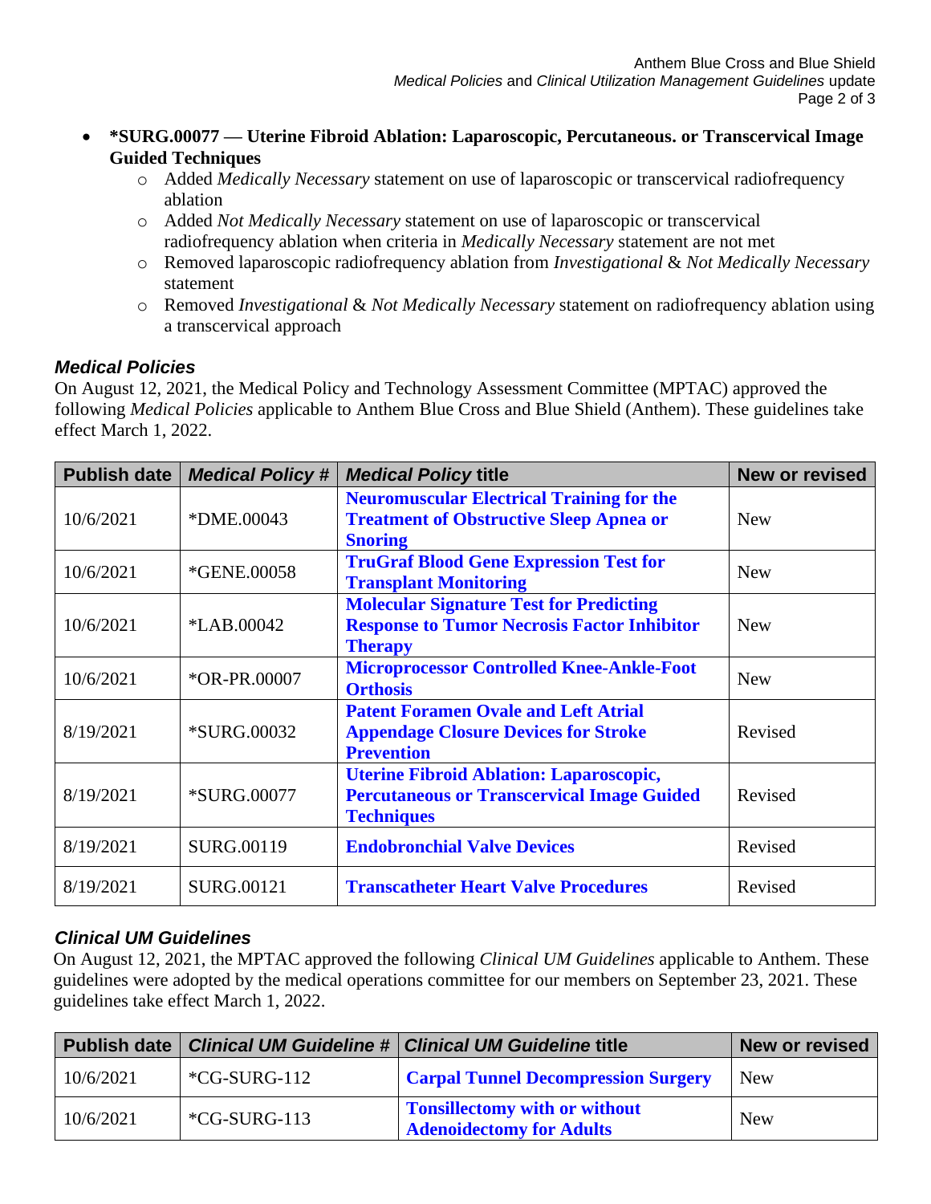- **\*SURG.00077 — Uterine Fibroid Ablation: Laparoscopic, Percutaneous. or Transcervical Image Guided Techniques**
  - Added *Medically Necessary* statement on use of laparoscopic or transcervical radiofrequency ablation
  - Added *Not Medically Necessary* statement on use of laparoscopic or transcervical radiofrequency ablation when criteria in *Medically Necessary* statement are not met
  - Removed laparoscopic radiofrequency ablation from *Investigational* & *Not Medically Necessary* statement
  - Removed *Investigational* & *Not Medically Necessary* statement on radiofrequency ablation using a transcervical approach

## *Medical Policies*

On August 12, 2021, the Medical Policy and Technology Assessment Committee (MPTAC) approved the following *Medical Policies* applicable to Anthem Blue Cross and Blue Shield (Anthem). These guidelines take effect March 1, 2022.

| Publish date | *Medical Policy #* | *Medical Policy* title | New or revised |
|---|---|---|---|
| 10/6/2021 | *DME.00043 | **Neuromuscular Electrical Training for the Treatment of Obstructive Sleep Apnea or Snoring** | New |
| 10/6/2021 | *GENE.00058 | **TruGraf Blood Gene Expression Test for Transplant Monitoring** | New |
| 10/6/2021 | *LAB.00042 | **Molecular Signature Test for Predicting Response to Tumor Necrosis Factor Inhibitor Therapy** | New |
| 10/6/2021 | *OR-PR.00007 | **Microprocessor Controlled Knee-Ankle-Foot Orthosis** | New |
| 8/19/2021 | *SURG.00032 | **Patent Foramen Ovale and Left Atrial Appendage Closure Devices for Stroke Prevention** | Revised |
| 8/19/2021 | *SURG.00077 | **Uterine Fibroid Ablation: Laparoscopic, Percutaneous or Transcervical Image Guided Techniques** | Revised |
| 8/19/2021 | SURG.00119 | **Endobronchial Valve Devices** | Revised |
| 8/19/2021 | SURG.00121 | **Transcatheter Heart Valve Procedures** | Revised |

## *Clinical UM Guidelines*

On August 12, 2021, the MPTAC approved the following *Clinical UM Guidelines* applicable to Anthem. These guidelines were adopted by the medical operations committee for our members on September 23, 2021. These guidelines take effect March 1, 2022.

| Publish date | *Clinical UM Guideline #* | *Clinical UM Guideline* title | New or revised |
|---|---|---|---|
| 10/6/2021 | *CG-SURG-112 | **Carpal Tunnel Decompression Surgery** | New |
| 10/6/2021 | *CG-SURG-113 | **Tonsillectomy with or without Adenoidectomy for Adults** | New |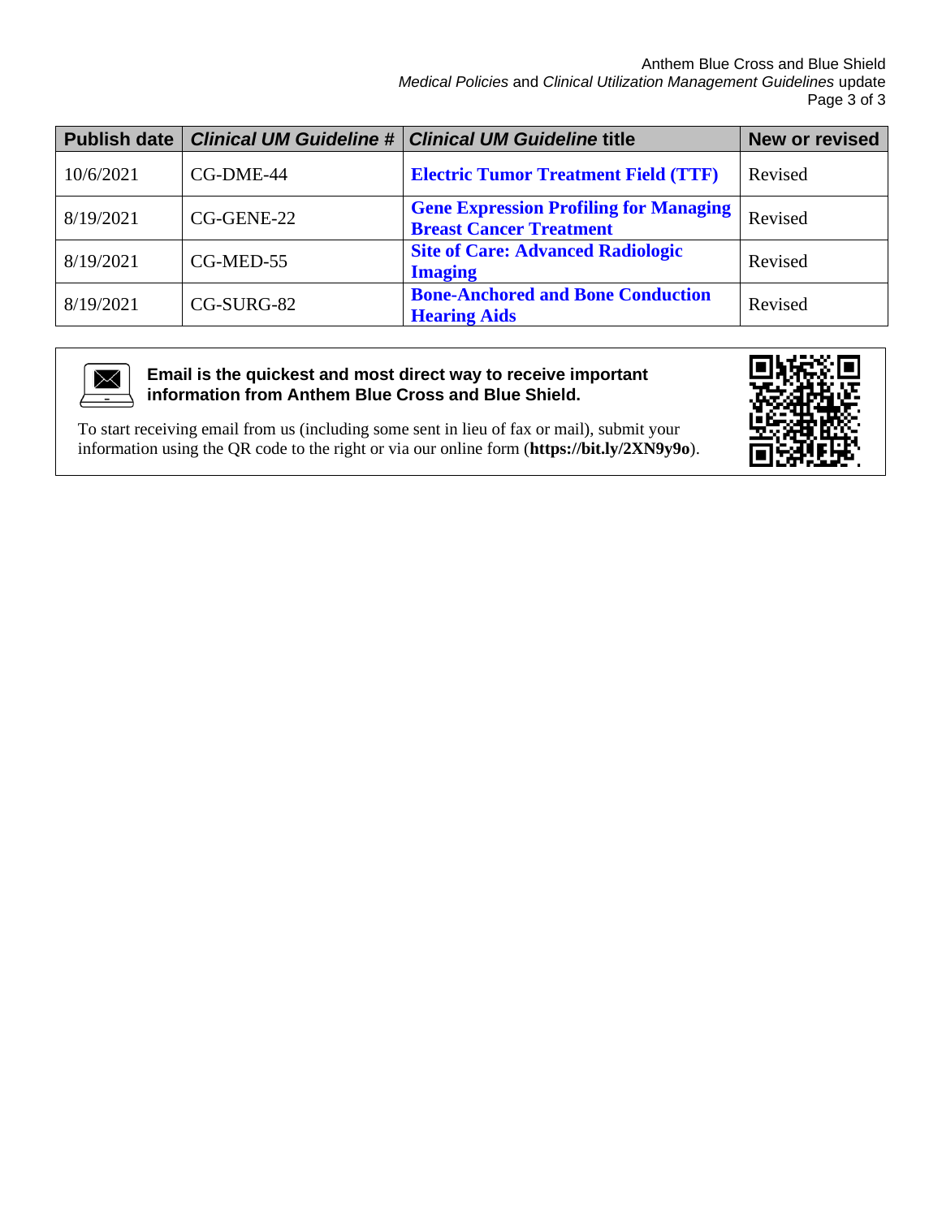| Publish date | *Clinical UM Guideline #* | *Clinical UM Guideline* title | New or revised |
|---|---|---|---|
| 10/6/2021 | CG-DME-44 | **Electric Tumor Treatment Field (TTF)** | Revised |
| 8/19/2021 | CG-GENE-22 | **Gene Expression Profiling for Managing Breast Cancer Treatment** | Revised |
| 8/19/2021 | CG-MED-55 | **Site of Care: Advanced Radiologic Imaging** | Revised |
| 8/19/2021 | CG-SURG-82 | **Bone-Anchored and Bone Conduction Hearing Aids** | Revised |

**Email is the quickest and most direct way to receive important information from Anthem Blue Cross and Blue Shield.**

To start receiving email from us (including some sent in lieu of fax or mail), submit your information using the QR code to the right or via our online form (**https://bit.ly/2XN9y9o**).